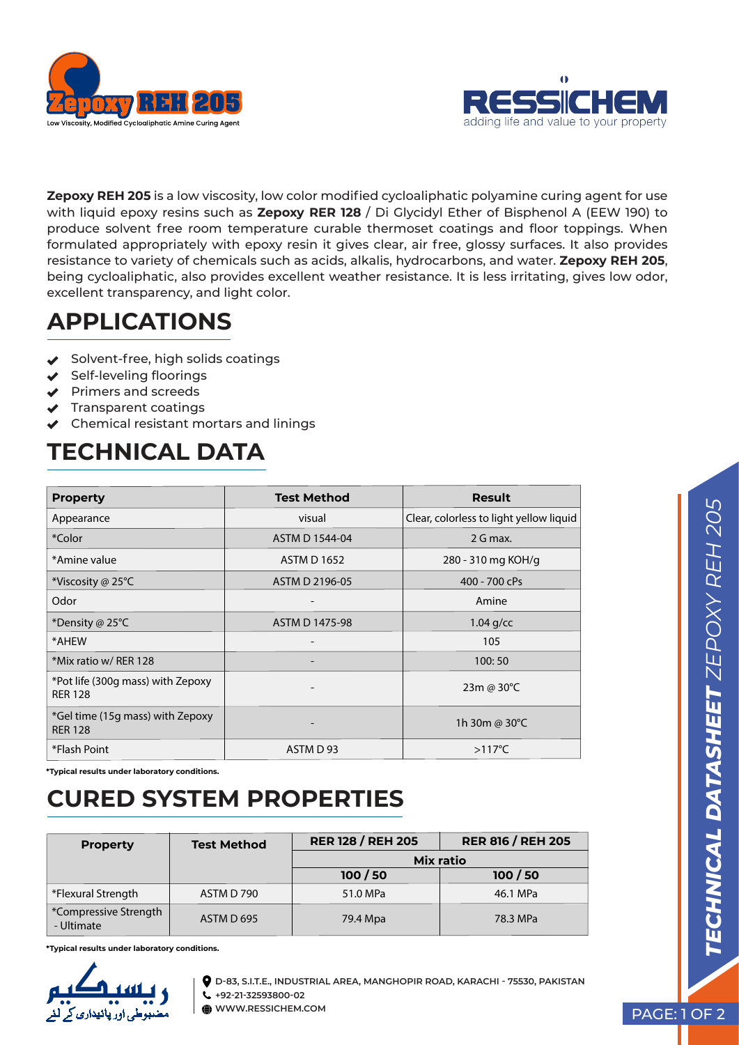# Zepoxy REH 205

Low Viscosity, Modified Cycloaliphatic Amine Curing Agent

RESSICHEM
adding life and value to your property

**Zepoxy REH 205** is a low viscosity, low color modified cycloaliphatic polyamine curing agent for use with liquid epoxy resins such as **Zepoxy RER 128** / Di Glycidyl Ether of Bisphenol A (EEW 190) to produce solvent free room temperature curable thermoset coatings and floor toppings. When formulated appropriately with epoxy resin it gives clear, air free, glossy surfaces. It also provides resistance to variety of chemicals such as acids, alkalis, hydrocarbons, and water. **Zepoxy REH 205**, being cycloaliphatic, also provides excellent weather resistance. It is less irritating, gives low odor, excellent transparency, and light color.

## APPLICATIONS

- Solvent-free, high solids coatings
- Self-leveling floorings
- Primers and screeds
- Transparent coatings
- Chemical resistant mortars and linings

## TECHNICAL DATA

| Property | Test Method | Result |
| --- | --- | --- |
| Appearance | visual | Clear, colorless to light yellow liquid |
| *Color | ASTM D 1544-04 | 2 G max. |
| *Amine value | ASTM D 1652 | 280 - 310 mg KOH/g |
| *Viscosity @ 25°C | ASTM D 2196-05 | 400 - 700 cPs |
| Odor | - | Amine |
| *Density @ 25°C | ASTM D 1475-98 | 1.04 g/cc |
| *AHEW | - | 105 |
| *Mix ratio w/ RER 128 | - | 100: 50 |
| *Pot life (300g mass) with Zepoxy RER 128 | - | 23m @ 30°C |
| *Gel time (15g mass) with Zepoxy RER 128 | - | 1h 30m @ 30°C |
| *Flash Point | ASTM D 93 | >117°C |

**\*Typical results under laboratory conditions.**

## CURED SYSTEM PROPERTIES

| Property | Test Method | RER 128 / REH 205 | RER 816 / REH 205 |
| --- | --- | --- | --- |
| | | Mix ratio | |
| | | 100 / 50 | 100 / 50 |
| *Flexural Strength | ASTM D 790 | 51.0 MPa | 46.1 MPa |
| *Compressive Strength - Ultimate | ASTM D 695 | 79.4 Mpa | 78.3 MPa |

**\*Typical results under laboratory conditions.**

ریسیکیم
مضبوطی اور پائیداری کے لئے

D-83, S.I.T.E., INDUSTRIAL AREA, MANGHOPIR ROAD, KARACHI - 75530, PAKISTAN
+92-21-32593800-02
WWW.RESSICHEM.COM

**TECHNICAL DATASHEET** *ZEPOXY REH 205*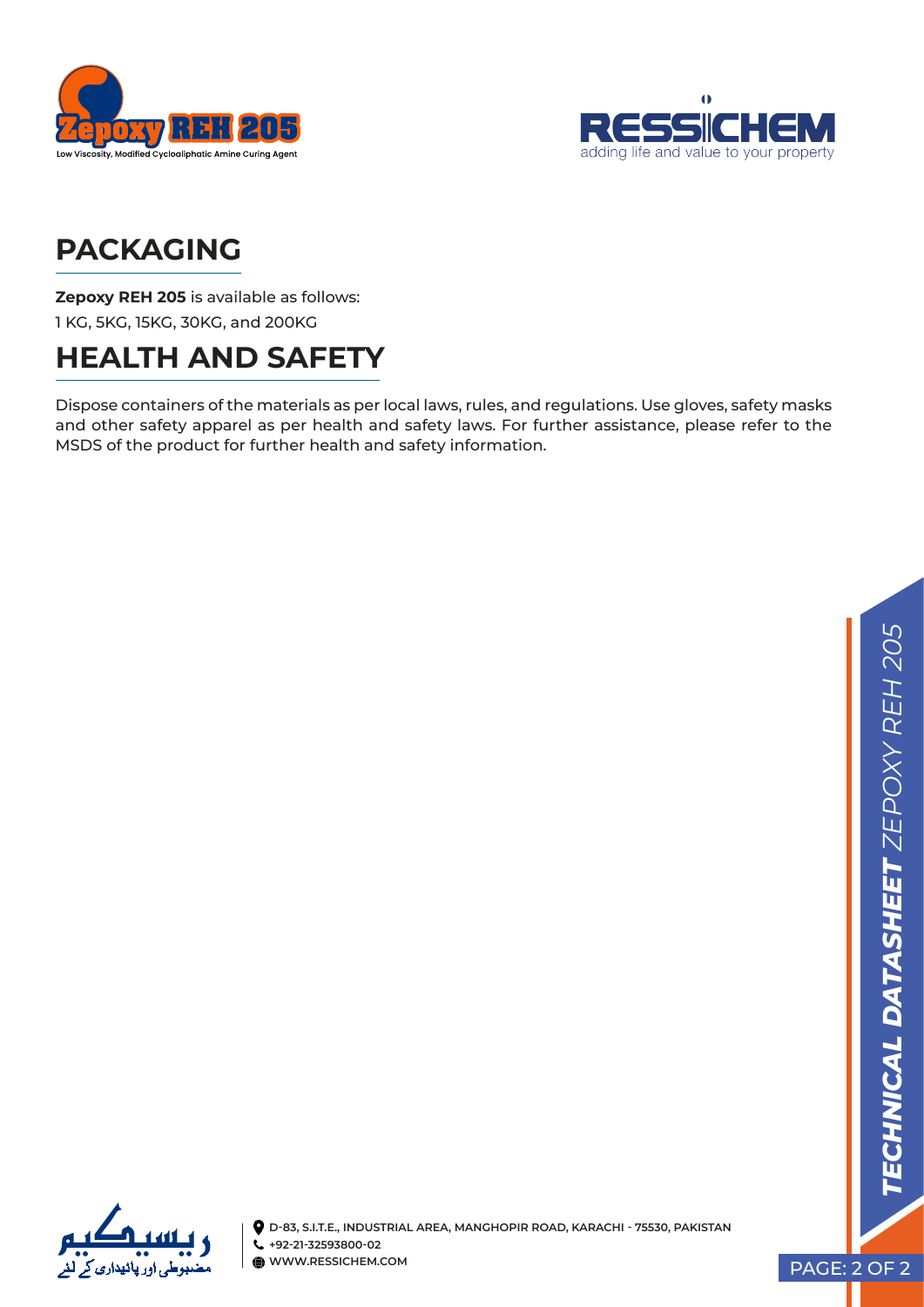## PACKAGING

**Zepoxy REH 205** is available as follows:

1 KG, 5KG, 15KG, 30KG, and 200KG

## HEALTH AND SAFETY

Dispose containers of the materials as per local laws, rules, and regulations. Use gloves, safety masks and other safety apparel as per health and safety laws. For further assistance, please refer to the MSDS of the product for further health and safety information.